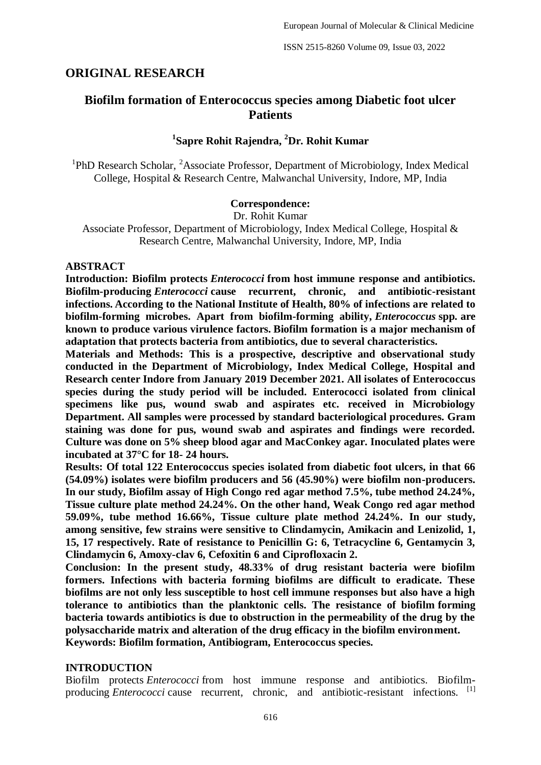## ORIGINAL RESEARCH

# Biofilm formation of Enterococcus species among Diabetic foot ulcer Patients

**[1]Sapre Rohit Rajendra, [2]Dr. Rohit Kumar**

[1]PhD Research Scholar, [2]Associate Professor, Department of Microbiology, Index Medical College, Hospital & Research Centre, Malwanchal University, Indore, MP, India

**Correspondence:**
Dr. Rohit Kumar
Associate Professor, Department of Microbiology, Index Medical College, Hospital & Research Centre, Malwanchal University, Indore, MP, India

### ABSTRACT

**Introduction: Biofilm protects *Enterococci* from host immune response and antibiotics. Biofilm-producing *Enterococci* cause recurrent, chronic, and antibiotic-resistant infections. According to the National Institute of Health, 80% of infections are related to biofilm-forming microbes. Apart from biofilm-forming ability, *Enterococcus* spp. are known to produce various virulence factors. Biofilm formation is a major mechanism of adaptation that protects bacteria from antibiotics, due to several characteristics.**

**Materials and Methods: This is a prospective, descriptive and observational study conducted in the Department of Microbiology, Index Medical College, Hospital and Research center Indore from January 2019 December 2021. All isolates of Enterococcus species during the study period will be included. Enterococci isolated from clinical specimens like pus, wound swab and aspirates etc. received in Microbiology Department. All samples were processed by standard bacteriological procedures. Gram staining was done for pus, wound swab and aspirates and findings were recorded. Culture was done on 5% sheep blood agar and MacConkey agar. Inoculated plates were incubated at 37°C for 18- 24 hours.**

**Results: Of total 122 Enterococcus species isolated from diabetic foot ulcers, in that 66 (54.09%) isolates were biofilm producers and 56 (45.90%) were biofilm non-producers. In our study, Biofilm assay of High Congo red agar method 7.5%, tube method 24.24%, Tissue culture plate method 24.24%. On the other hand, Weak Congo red agar method 59.09%, tube method 16.66%, Tissue culture plate method 24.24%. In our study, among sensitive, few strains were sensitive to Clindamycin, Amikacin and Lenizolid, 1, 15, 17 respectively. Rate of resistance to Penicillin G: 6, Tetracycline 6, Gentamycin 3, Clindamycin 6, Amoxy-clav 6, Cefoxitin 6 and Ciprofloxacin 2.**

**Conclusion: In the present study, 48.33% of drug resistant bacteria were biofilm formers. Infections with bacteria forming biofilms are difficult to eradicate. These biofilms are not only less susceptible to host cell immune responses but also have a high tolerance to antibiotics than the planktonic cells. The resistance of biofilm forming bacteria towards antibiotics is due to obstruction in the permeability of the drug by the polysaccharide matrix and alteration of the drug efficacy in the biofilm environment.**

**Keywords: Biofilm formation, Antibiogram, Enterococcus species.**

### INTRODUCTION

Biofilm protects *Enterococci* from host immune response and antibiotics. Biofilm-producing *Enterococci* cause recurrent, chronic, and antibiotic-resistant infections. [1]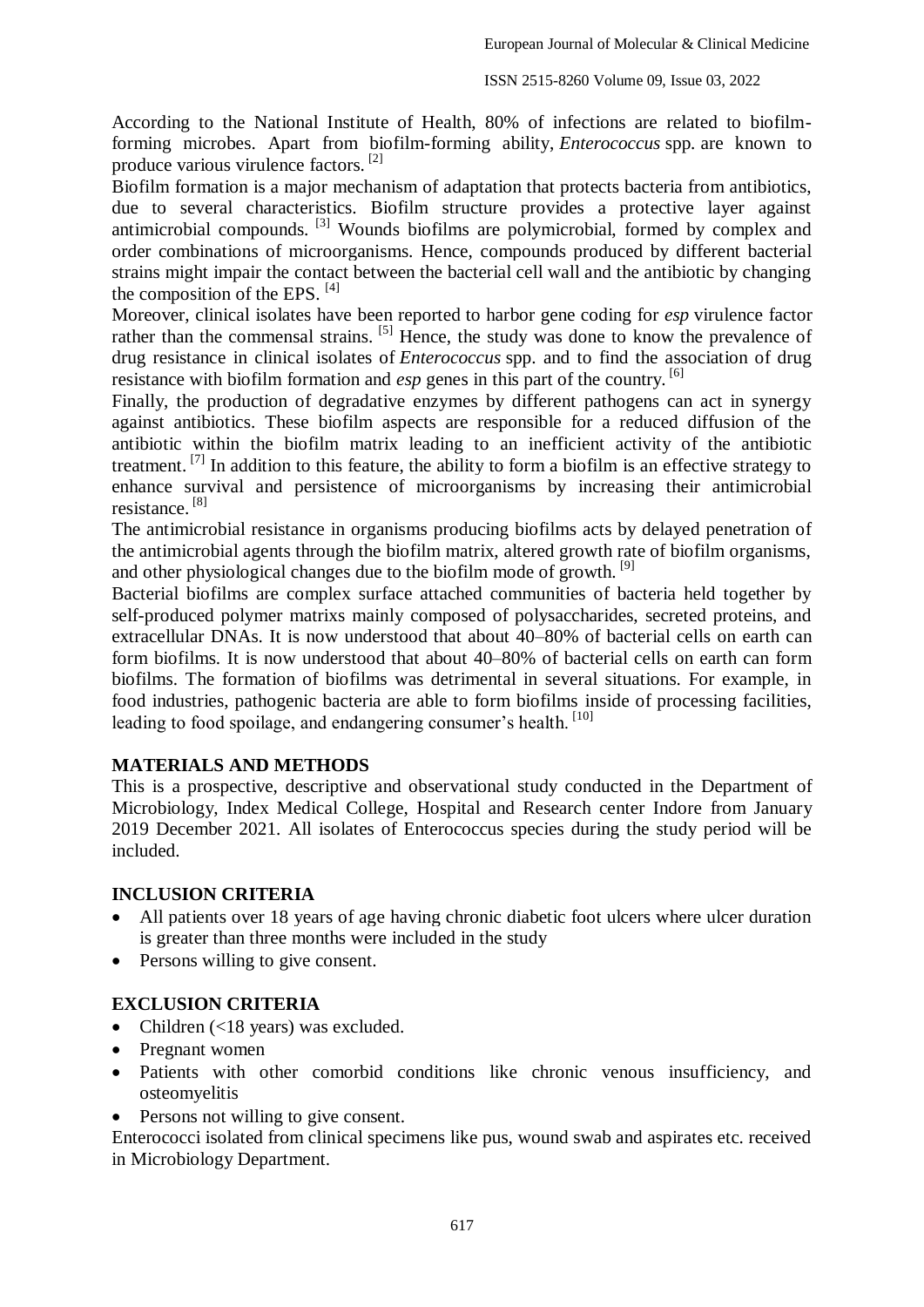According to the National Institute of Health, 80% of infections are related to biofilm-forming microbes. Apart from biofilm-forming ability, *Enterococcus* spp. are known to produce various virulence factors. [2]

Biofilm formation is a major mechanism of adaptation that protects bacteria from antibiotics, due to several characteristics. Biofilm structure provides a protective layer against antimicrobial compounds. [3] Wounds biofilms are polymicrobial, formed by complex and order combinations of microorganisms. Hence, compounds produced by different bacterial strains might impair the contact between the bacterial cell wall and the antibiotic by changing the composition of the EPS. [4]

Moreover, clinical isolates have been reported to harbor gene coding for *esp* virulence factor rather than the commensal strains. [5] Hence, the study was done to know the prevalence of drug resistance in clinical isolates of *Enterococcus* spp. and to find the association of drug resistance with biofilm formation and *esp* genes in this part of the country. [6]

Finally, the production of degradative enzymes by different pathogens can act in synergy against antibiotics. These biofilm aspects are responsible for a reduced diffusion of the antibiotic within the biofilm matrix leading to an inefficient activity of the antibiotic treatment. [7] In addition to this feature, the ability to form a biofilm is an effective strategy to enhance survival and persistence of microorganisms by increasing their antimicrobial resistance. [8]

The antimicrobial resistance in organisms producing biofilms acts by delayed penetration of the antimicrobial agents through the biofilm matrix, altered growth rate of biofilm organisms, and other physiological changes due to the biofilm mode of growth. [9]

Bacterial biofilms are complex surface attached communities of bacteria held together by self-produced polymer matrixs mainly composed of polysaccharides, secreted proteins, and extracellular DNAs. It is now understood that about 40–80% of bacterial cells on earth can form biofilms. It is now understood that about 40–80% of bacterial cells on earth can form biofilms. The formation of biofilms was detrimental in several situations. For example, in food industries, pathogenic bacteria are able to form biofilms inside of processing facilities, leading to food spoilage, and endangering consumer's health. [10]

## MATERIALS AND METHODS

This is a prospective, descriptive and observational study conducted in the Department of Microbiology, Index Medical College, Hospital and Research center Indore from January 2019 December 2021. All isolates of Enterococcus species during the study period will be included.

## INCLUSION CRITERIA

- All patients over 18 years of age having chronic diabetic foot ulcers where ulcer duration is greater than three months were included in the study
- Persons willing to give consent.

## EXCLUSION CRITERIA

- Children (<18 years) was excluded.
- Pregnant women
- Patients with other comorbid conditions like chronic venous insufficiency, and osteomyelitis
- Persons not willing to give consent.

Enterococci isolated from clinical specimens like pus, wound swab and aspirates etc. received in Microbiology Department.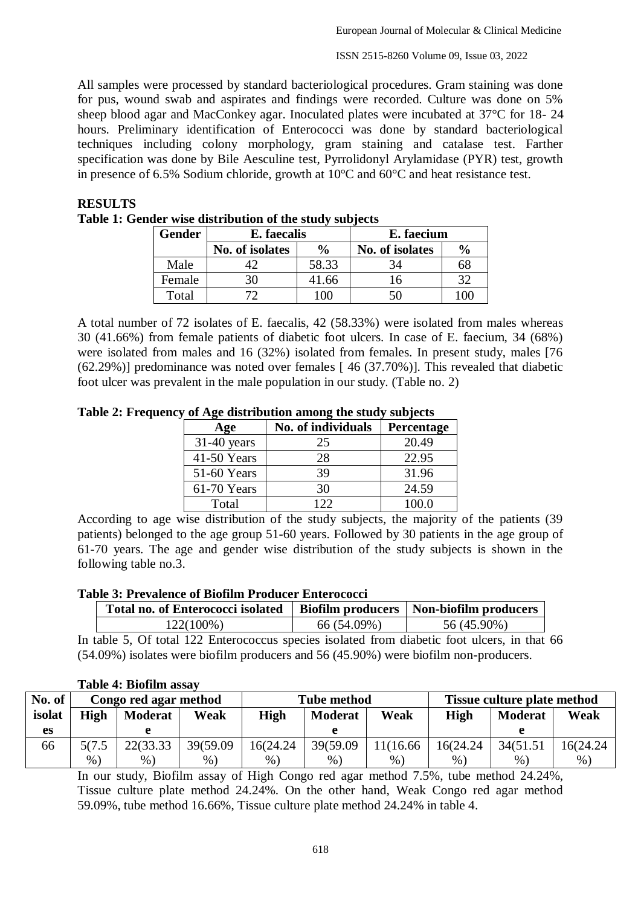All samples were processed by standard bacteriological procedures. Gram staining was done for pus, wound swab and aspirates and findings were recorded. Culture was done on 5% sheep blood agar and MacConkey agar. Inoculated plates were incubated at 37°C for 18- 24 hours. Preliminary identification of Enterococci was done by standard bacteriological techniques including colony morphology, gram staining and catalase test. Farther specification was done by Bile Aesculine test, Pyrrolidonyl Arylamidase (PYR) test, growth in presence of 6.5% Sodium chloride, growth at 10°C and 60°C and heat resistance test.

## RESULTS

**Table 1: Gender wise distribution of the study subjects**

| Gender | E. faecalis | | E. faecium | |
|---|---|---|---|---|
| | No. of isolates | % | No. of isolates | % |
| Male | 42 | 58.33 | 34 | 68 |
| Female | 30 | 41.66 | 16 | 32 |
| Total | 72 | 100 | 50 | 100 |

A total number of 72 isolates of E. faecalis, 42 (58.33%) were isolated from males whereas 30 (41.66%) from female patients of diabetic foot ulcers. In case of E. faecium, 34 (68%) were isolated from males and 16 (32%) isolated from females. In present study, males [76 (62.29%)] predominance was noted over females [ 46 (37.70%)]. This revealed that diabetic foot ulcer was prevalent in the male population in our study. (Table no. 2)

**Table 2: Frequency of Age distribution among the study subjects**

| Age | No. of individuals | Percentage |
|---|---|---|
| 31-40 years | 25 | 20.49 |
| 41-50 Years | 28 | 22.95 |
| 51-60 Years | 39 | 31.96 |
| 61-70 Years | 30 | 24.59 |
| Total | 122 | 100.0 |

According to age wise distribution of the study subjects, the majority of the patients (39 patients) belonged to the age group 51-60 years. Followed by 30 patients in the age group of 61-70 years. The age and gender wise distribution of the study subjects is shown in the following table no.3.

**Table 3: Prevalence of Biofilm Producer Enterococci**

| Total no. of Enterococci isolated | Biofilm producers | Non-biofilm producers |
|---|---|---|
| 122(100%) | 66 (54.09%) | 56 (45.90%) |

In table 5, Of total 122 Enterococcus species isolated from diabetic foot ulcers, in that 66 (54.09%) isolates were biofilm producers and 56 (45.90%) were biofilm non-producers.

**Table 4: Biofilm assay**

| No. of isolates | Congo red agar method | | | Tube method | | | Tissue culture plate method | | |
|---|---|---|---|---|---|---|---|---|---|
| | High | Moderate | Weak | High | Moderate | Weak | High | Moderate | Weak |
| 66 | 5(7.5 %) | 22(33.33 %) | 39(59.09 %) | 16(24.24 %) | 39(59.09 %) | 11(16.66 %) | 16(24.24 %) | 34(51.51 %) | 16(24.24 %) |

In our study, Biofilm assay of High Congo red agar method 7.5%, tube method 24.24%, Tissue culture plate method 24.24%. On the other hand, Weak Congo red agar method 59.09%, tube method 16.66%, Tissue culture plate method 24.24% in table 4.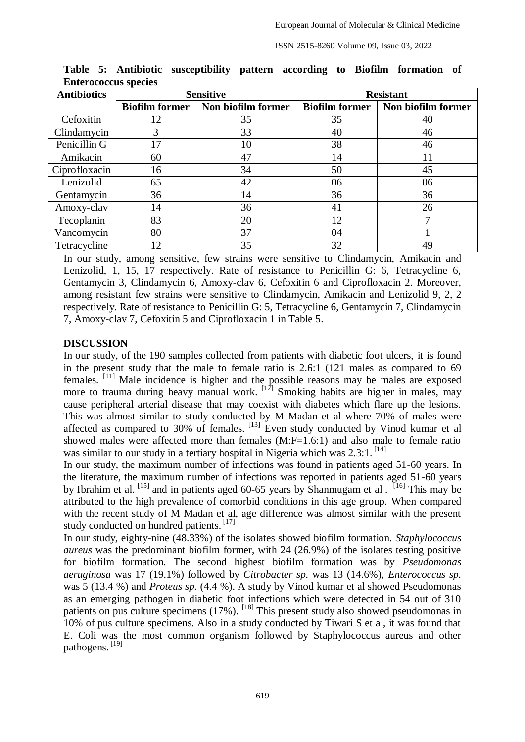**Table 5: Antibiotic susceptibility pattern according to Biofilm formation of Enterococcus species**

| Antibiotics | Sensitive | | Resistant | |
|---|---|---|---|---|
| | Biofilm former | Non biofilm former | Biofilm former | Non biofilm former |
| Cefoxitin | 12 | 35 | 35 | 40 |
| Clindamycin | 3 | 33 | 40 | 46 |
| Penicillin G | 17 | 10 | 38 | 46 |
| Amikacin | 60 | 47 | 14 | 11 |
| Ciprofloxacin | 16 | 34 | 50 | 45 |
| Lenizolid | 65 | 42 | 06 | 06 |
| Gentamycin | 36 | 14 | 36 | 36 |
| Amoxy-clav | 14 | 36 | 41 | 26 |
| Tecoplanin | 83 | 20 | 12 | 7 |
| Vancomycin | 80 | 37 | 04 | 1 |
| Tetracycline | 12 | 35 | 32 | 49 |

In our study, among sensitive, few strains were sensitive to Clindamycin, Amikacin and Lenizolid, 1, 15, 17 respectively. Rate of resistance to Penicillin G: 6, Tetracycline 6, Gentamycin 3, Clindamycin 6, Amoxy-clav 6, Cefoxitin 6 and Ciprofloxacin 2. Moreover, among resistant few strains were sensitive to Clindamycin, Amikacin and Lenizolid 9, 2, 2 respectively. Rate of resistance to Penicillin G: 5, Tetracycline 6, Gentamycin 7, Clindamycin 7, Amoxy-clav 7, Cefoxitin 5 and Ciprofloxacin 1 in Table 5.

## DISCUSSION

In our study, of the 190 samples collected from patients with diabetic foot ulcers, it is found in the present study that the male to female ratio is 2.6:1 (121 males as compared to 69 females. [11] Male incidence is higher and the possible reasons may be males are exposed more to trauma during heavy manual work. [12] Smoking habits are higher in males, may cause peripheral arterial disease that may coexist with diabetes which flare up the lesions. This was almost similar to study conducted by M Madan et al where 70% of males were affected as compared to 30% of females. [13] Even study conducted by Vinod kumar et al showed males were affected more than females (M:F=1.6:1) and also male to female ratio was similar to our study in a tertiary hospital in Nigeria which was 2.3:1. [14]

In our study, the maximum number of infections was found in patients aged 51-60 years. In the literature, the maximum number of infections was reported in patients aged 51-60 years by Ibrahim et al. [15] and in patients aged 60-65 years by Shanmugam et al . [16] This may be attributed to the high prevalence of comorbid conditions in this age group. When compared with the recent study of M Madan et al, age difference was almost similar with the present study conducted on hundred patients. [17]

In our study, eighty-nine (48.33%) of the isolates showed biofilm formation. *Staphylococcus aureus* was the predominant biofilm former, with 24 (26.9%) of the isolates testing positive for biofilm formation. The second highest biofilm formation was by *Pseudomonas aeruginosa* was 17 (19.1%) followed by *Citrobacter sp.* was 13 (14.6%), *Enterococcus sp.* was 5 (13.4 %) and *Proteus sp.* (4.4 %). A study by Vinod kumar et al showed Pseudomonas as an emerging pathogen in diabetic foot infections which were detected in 54 out of 310 patients on pus culture specimens (17%). [18] This present study also showed pseudomonas in 10% of pus culture specimens. Also in a study conducted by Tiwari S et al, it was found that E. Coli was the most common organism followed by Staphylococcus aureus and other pathogens. [19]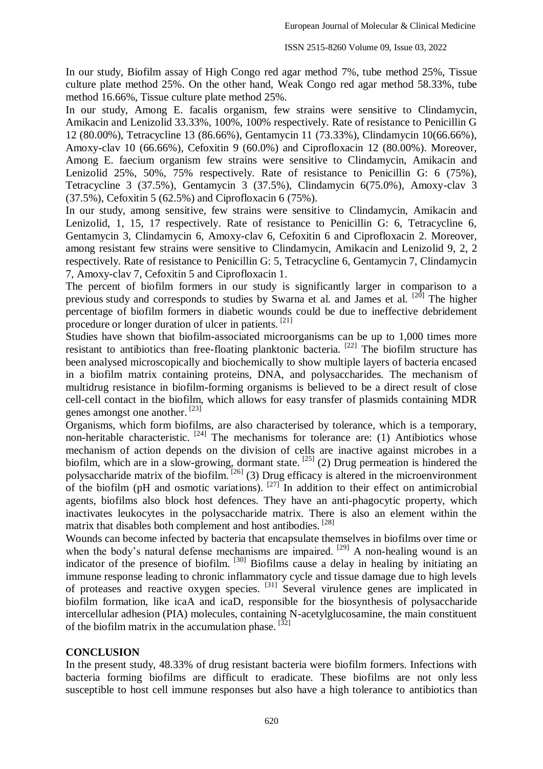In our study, Biofilm assay of High Congo red agar method 7%, tube method 25%, Tissue culture plate method 25%. On the other hand, Weak Congo red agar method 58.33%, tube method 16.66%, Tissue culture plate method 25%.

In our study, Among E. facalis organism, few strains were sensitive to Clindamycin, Amikacin and Lenizolid 33.33%, 100%, 100% respectively. Rate of resistance to Penicillin G 12 (80.00%), Tetracycline 13 (86.66%), Gentamycin 11 (73.33%), Clindamycin 10(66.66%), Amoxy-clav 10 (66.66%), Cefoxitin 9 (60.0%) and Ciprofloxacin 12 (80.00%). Moreover, Among E. faecium organism few strains were sensitive to Clindamycin, Amikacin and Lenizolid 25%, 50%, 75% respectively. Rate of resistance to Penicillin G: 6 (75%), Tetracycline 3 (37.5%), Gentamycin 3 (37.5%), Clindamycin 6(75.0%), Amoxy-clav 3 (37.5%), Cefoxitin 5 (62.5%) and Ciprofloxacin 6 (75%).

In our study, among sensitive, few strains were sensitive to Clindamycin, Amikacin and Lenizolid, 1, 15, 17 respectively. Rate of resistance to Penicillin G: 6, Tetracycline 6, Gentamycin 3, Clindamycin 6, Amoxy-clav 6, Cefoxitin 6 and Ciprofloxacin 2. Moreover, among resistant few strains were sensitive to Clindamycin, Amikacin and Lenizolid 9, 2, 2 respectively. Rate of resistance to Penicillin G: 5, Tetracycline 6, Gentamycin 7, Clindamycin 7, Amoxy-clav 7, Cefoxitin 5 and Ciprofloxacin 1.

The percent of biofilm formers in our study is significantly larger in comparison to a previous study and corresponds to studies by Swarna et al. and James et al. [20] The higher percentage of biofilm formers in diabetic wounds could be due to ineffective debridement procedure or longer duration of ulcer in patients. [21]

Studies have shown that biofilm-associated microorganisms can be up to 1,000 times more resistant to antibiotics than free-floating planktonic bacteria. [22] The biofilm structure has been analysed microscopically and biochemically to show multiple layers of bacteria encased in a biofilm matrix containing proteins, DNA, and polysaccharides. The mechanism of multidrug resistance in biofilm-forming organisms is believed to be a direct result of close cell-cell contact in the biofilm, which allows for easy transfer of plasmids containing MDR genes amongst one another. [23]

Organisms, which form biofilms, are also characterised by tolerance, which is a temporary, non-heritable characteristic. [24] The mechanisms for tolerance are: (1) Antibiotics whose mechanism of action depends on the division of cells are inactive against microbes in a biofilm, which are in a slow-growing, dormant state. [25] (2) Drug permeation is hindered the polysaccharide matrix of the biofilm. [26] (3) Drug efficacy is altered in the microenvironment of the biofilm (pH and osmotic variations). [27] In addition to their effect on antimicrobial agents, biofilms also block host defences. They have an anti-phagocytic property, which inactivates leukocytes in the polysaccharide matrix. There is also an element within the matrix that disables both complement and host antibodies. [28]

Wounds can become infected by bacteria that encapsulate themselves in biofilms over time or when the body's natural defense mechanisms are impaired. [29] A non-healing wound is an indicator of the presence of biofilm. [30] Biofilms cause a delay in healing by initiating an immune response leading to chronic inflammatory cycle and tissue damage due to high levels of proteases and reactive oxygen species. [31] Several virulence genes are implicated in biofilm formation, like icaA and icaD, responsible for the biosynthesis of polysaccharide intercellular adhesion (PIA) molecules, containing N-acetylglucosamine, the main constituent of the biofilm matrix in the accumulation phase. [32]

## CONCLUSION

In the present study, 48.33% of drug resistant bacteria were biofilm formers. Infections with bacteria forming biofilms are difficult to eradicate. These biofilms are not only less susceptible to host cell immune responses but also have a high tolerance to antibiotics than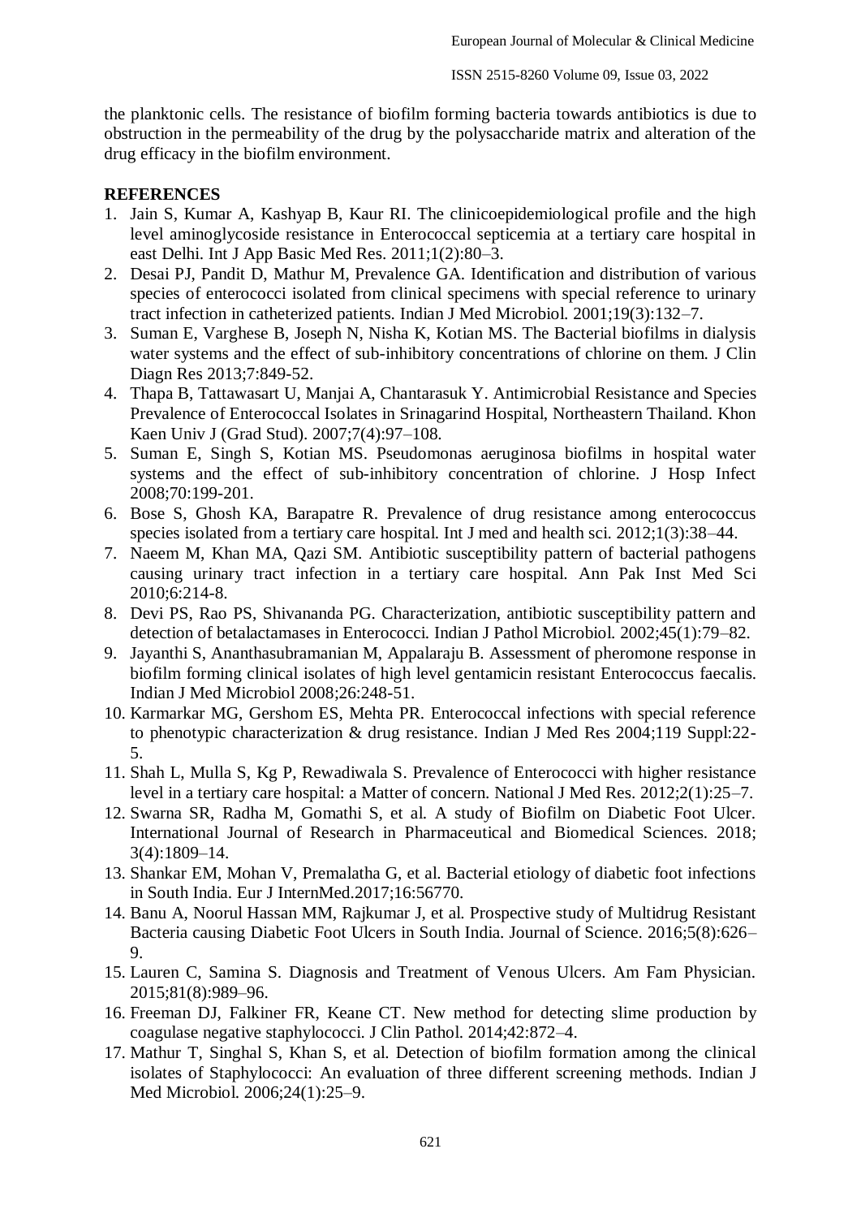the planktonic cells. The resistance of biofilm forming bacteria towards antibiotics is due to obstruction in the permeability of the drug by the polysaccharide matrix and alteration of the drug efficacy in the biofilm environment.

## REFERENCES

1. Jain S, Kumar A, Kashyap B, Kaur RI. The clinicoepidemiological profile and the high level aminoglycoside resistance in Enterococcal septicemia at a tertiary care hospital in east Delhi. Int J App Basic Med Res. 2011;1(2):80–3.
2. Desai PJ, Pandit D, Mathur M, Prevalence GA. Identification and distribution of various species of enterococci isolated from clinical specimens with special reference to urinary tract infection in catheterized patients. Indian J Med Microbiol. 2001;19(3):132–7.
3. Suman E, Varghese B, Joseph N, Nisha K, Kotian MS. The Bacterial biofilms in dialysis water systems and the effect of sub-inhibitory concentrations of chlorine on them. J Clin Diagn Res 2013;7:849-52.
4. Thapa B, Tattawasart U, Manjai A, Chantarasuk Y. Antimicrobial Resistance and Species Prevalence of Enterococcal Isolates in Srinagarind Hospital, Northeastern Thailand. Khon Kaen Univ J (Grad Stud). 2007;7(4):97–108.
5. Suman E, Singh S, Kotian MS. Pseudomonas aeruginosa biofilms in hospital water systems and the effect of sub-inhibitory concentration of chlorine. J Hosp Infect 2008;70:199-201.
6. Bose S, Ghosh KA, Barapatre R. Prevalence of drug resistance among enterococcus species isolated from a tertiary care hospital. Int J med and health sci. 2012;1(3):38–44.
7. Naeem M, Khan MA, Qazi SM. Antibiotic susceptibility pattern of bacterial pathogens causing urinary tract infection in a tertiary care hospital. Ann Pak Inst Med Sci 2010;6:214-8.
8. Devi PS, Rao PS, Shivananda PG. Characterization, antibiotic susceptibility pattern and detection of betalactamases in Enterococci. Indian J Pathol Microbiol. 2002;45(1):79–82.
9. Jayanthi S, Ananthasubramanian M, Appalaraju B. Assessment of pheromone response in biofilm forming clinical isolates of high level gentamicin resistant Enterococcus faecalis. Indian J Med Microbiol 2008;26:248-51.
10. Karmarkar MG, Gershom ES, Mehta PR. Enterococcal infections with special reference to phenotypic characterization & drug resistance. Indian J Med Res 2004;119 Suppl:22-5.
11. Shah L, Mulla S, Kg P, Rewadiwala S. Prevalence of Enterococci with higher resistance level in a tertiary care hospital: a Matter of concern. National J Med Res. 2012;2(1):25–7.
12. Swarna SR, Radha M, Gomathi S, et al. A study of Biofilm on Diabetic Foot Ulcer. International Journal of Research in Pharmaceutical and Biomedical Sciences. 2018; 3(4):1809–14.
13. Shankar EM, Mohan V, Premalatha G, et al. Bacterial etiology of diabetic foot infections in South India. Eur J InternMed.2017;16:56770.
14. Banu A, Noorul Hassan MM, Rajkumar J, et al. Prospective study of Multidrug Resistant Bacteria causing Diabetic Foot Ulcers in South India. Journal of Science. 2016;5(8):626–9.
15. Lauren C, Samina S. Diagnosis and Treatment of Venous Ulcers. Am Fam Physician. 2015;81(8):989–96.
16. Freeman DJ, Falkiner FR, Keane CT. New method for detecting slime production by coagulase negative staphylococci. J Clin Pathol. 2014;42:872–4.
17. Mathur T, Singhal S, Khan S, et al. Detection of biofilm formation among the clinical isolates of Staphylococci: An evaluation of three different screening methods. Indian J Med Microbiol. 2006;24(1):25–9.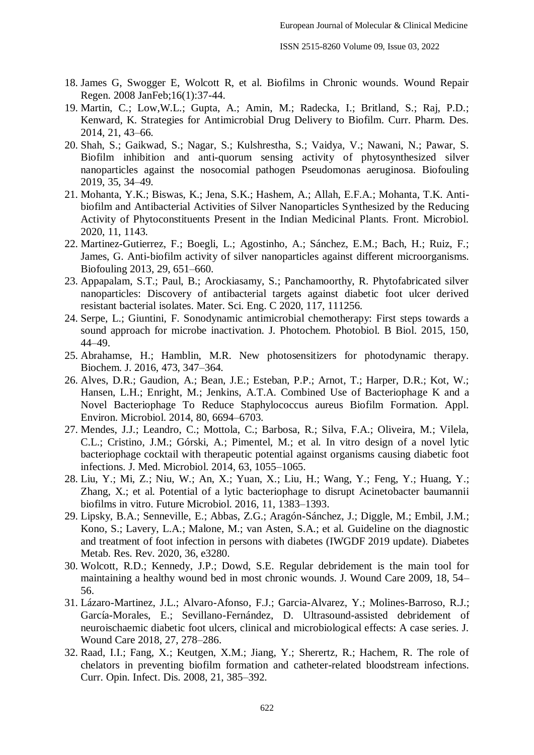18. James G, Swogger E, Wolcott R, et al. Biofilms in Chronic wounds. Wound Repair Regen. 2008 JanFeb;16(1):37-44.
19. Martin, C.; Low,W.L.; Gupta, A.; Amin, M.; Radecka, I.; Britland, S.; Raj, P.D.; Kenward, K. Strategies for Antimicrobial Drug Delivery to Biofilm. Curr. Pharm. Des. 2014, 21, 43–66.
20. Shah, S.; Gaikwad, S.; Nagar, S.; Kulshrestha, S.; Vaidya, V.; Nawani, N.; Pawar, S. Biofilm inhibition and anti-quorum sensing activity of phytosynthesized silver nanoparticles against the nosocomial pathogen Pseudomonas aeruginosa. Biofouling 2019, 35, 34–49.
21. Mohanta, Y.K.; Biswas, K.; Jena, S.K.; Hashem, A.; Allah, E.F.A.; Mohanta, T.K. Anti-biofilm and Antibacterial Activities of Silver Nanoparticles Synthesized by the Reducing Activity of Phytoconstituents Present in the Indian Medicinal Plants. Front. Microbiol. 2020, 11, 1143.
22. Martinez-Gutierrez, F.; Boegli, L.; Agostinho, A.; Sánchez, E.M.; Bach, H.; Ruiz, F.; James, G. Anti-biofilm activity of silver nanoparticles against different microorganisms. Biofouling 2013, 29, 651–660.
23. Appapalam, S.T.; Paul, B.; Arockiasamy, S.; Panchamoorthy, R. Phytofabricated silver nanoparticles: Discovery of antibacterial targets against diabetic foot ulcer derived resistant bacterial isolates. Mater. Sci. Eng. C 2020, 117, 111256.
24. Serpe, L.; Giuntini, F. Sonodynamic antimicrobial chemotherapy: First steps towards a sound approach for microbe inactivation. J. Photochem. Photobiol. B Biol. 2015, 150, 44–49.
25. Abrahamse, H.; Hamblin, M.R. New photosensitizers for photodynamic therapy. Biochem. J. 2016, 473, 347–364.
26. Alves, D.R.; Gaudion, A.; Bean, J.E.; Esteban, P.P.; Arnot, T.; Harper, D.R.; Kot, W.; Hansen, L.H.; Enright, M.; Jenkins, A.T.A. Combined Use of Bacteriophage K and a Novel Bacteriophage To Reduce Staphylococcus aureus Biofilm Formation. Appl. Environ. Microbiol. 2014, 80, 6694–6703.
27. Mendes, J.J.; Leandro, C.; Mottola, C.; Barbosa, R.; Silva, F.A.; Oliveira, M.; Vilela, C.L.; Cristino, J.M.; Górski, A.; Pimentel, M.; et al. In vitro design of a novel lytic bacteriophage cocktail with therapeutic potential against organisms causing diabetic foot infections. J. Med. Microbiol. 2014, 63, 1055–1065.
28. Liu, Y.; Mi, Z.; Niu, W.; An, X.; Yuan, X.; Liu, H.; Wang, Y.; Feng, Y.; Huang, Y.; Zhang, X.; et al. Potential of a lytic bacteriophage to disrupt Acinetobacter baumannii biofilms in vitro. Future Microbiol. 2016, 11, 1383–1393.
29. Lipsky, B.A.; Senneville, E.; Abbas, Z.G.; Aragón-Sánchez, J.; Diggle, M.; Embil, J.M.; Kono, S.; Lavery, L.A.; Malone, M.; van Asten, S.A.; et al. Guideline on the diagnostic and treatment of foot infection in persons with diabetes (IWGDF 2019 update). Diabetes Metab. Res. Rev. 2020, 36, e3280.
30. Wolcott, R.D.; Kennedy, J.P.; Dowd, S.E. Regular debridement is the main tool for maintaining a healthy wound bed in most chronic wounds. J. Wound Care 2009, 18, 54–56.
31. Lázaro-Martinez, J.L.; Alvaro-Afonso, F.J.; Garcia-Alvarez, Y.; Molines-Barroso, R.J.; García-Morales, E.; Sevillano-Fernández, D. Ultrasound-assisted debridement of neuroischaemic diabetic foot ulcers, clinical and microbiological effects: A case series. J. Wound Care 2018, 27, 278–286.
32. Raad, I.I.; Fang, X.; Keutgen, X.M.; Jiang, Y.; Sherertz, R.; Hachem, R. The role of chelators in preventing biofilm formation and catheter-related bloodstream infections. Curr. Opin. Infect. Dis. 2008, 21, 385–392.